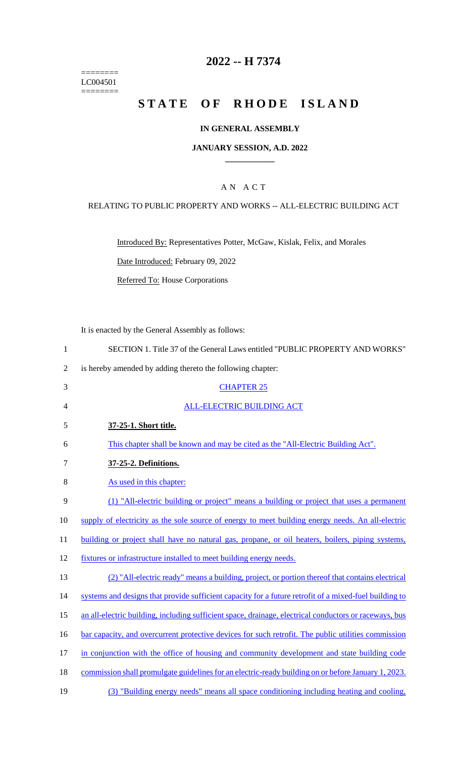# 2022 -- H 7374

========
LC004501
========

# STATE OF RHODE ISLAND

## IN GENERAL ASSEMBLY

## JANUARY SESSION, A.D. 2022

### A N A C T

### RELATING TO PUBLIC PROPERTY AND WORKS -- ALL-ELECTRIC BUILDING ACT

Introduced By: Representatives Potter, McGaw, Kislak, Felix, and Morales

Date Introduced: February 09, 2022

Referred To: House Corporations

It is enacted by the General Assembly as follows:

1 SECTION 1. Title 37 of the General Laws entitled "PUBLIC PROPERTY AND WORKS"
2 is hereby amended by adding thereto the following chapter:

3 CHAPTER 25

4 ALL-ELECTRIC BUILDING ACT

5 **37-25-1. Short title.**

6 This chapter shall be known and may be cited as the "All-Electric Building Act".

7 **37-25-2. Definitions.**

8 As used in this chapter:

9 (1) "All-electric building or project" means a building or project that uses a permanent
10 supply of electricity as the sole source of energy to meet building energy needs. An all-electric
11 building or project shall have no natural gas, propane, or oil heaters, boilers, piping systems,
12 fixtures or infrastructure installed to meet building energy needs.

13 (2) "All-electric ready" means a building, project, or portion thereof that contains electrical
14 systems and designs that provide sufficient capacity for a future retrofit of a mixed-fuel building to
15 an all-electric building, including sufficient space, drainage, electrical conductors or raceways, bus
16 bar capacity, and overcurrent protective devices for such retrofit. The public utilities commission
17 in conjunction with the office of housing and community development and state building code
18 commission shall promulgate guidelines for an electric-ready building on or before January 1, 2023.

19 (3) "Building energy needs" means all space conditioning including heating and cooling,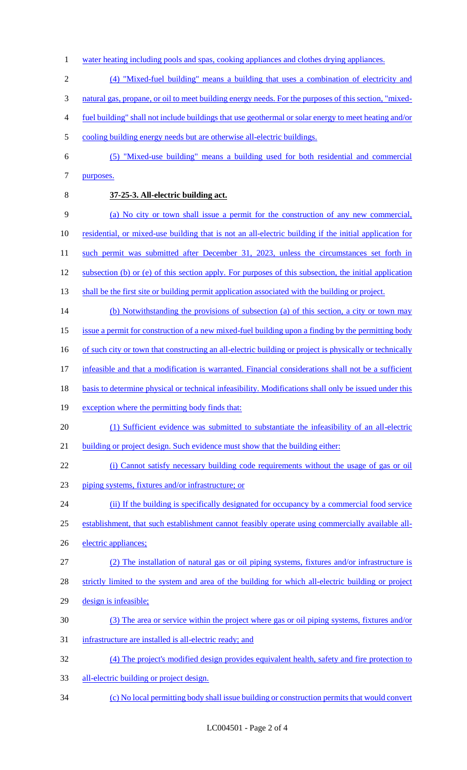water heating including pools and spas, cooking appliances and clothes drying appliances.

(4) "Mixed-fuel building" means a building that uses a combination of electricity and natural gas, propane, or oil to meet building energy needs. For the purposes of this section, "mixed-fuel building" shall not include buildings that use geothermal or solar energy to meet heating and/or cooling building energy needs but are otherwise all-electric buildings.

(5) "Mixed-use building" means a building used for both residential and commercial purposes.

**37-25-3. All-electric building act.**

(a) No city or town shall issue a permit for the construction of any new commercial, residential, or mixed-use building that is not an all-electric building if the initial application for such permit was submitted after December 31, 2023, unless the circumstances set forth in subsection (b) or (e) of this section apply. For purposes of this subsection, the initial application shall be the first site or building permit application associated with the building or project.

(b) Notwithstanding the provisions of subsection (a) of this section, a city or town may issue a permit for construction of a new mixed-fuel building upon a finding by the permitting body of such city or town that constructing an all-electric building or project is physically or technically infeasible and that a modification is warranted. Financial considerations shall not be a sufficient basis to determine physical or technical infeasibility. Modifications shall only be issued under this exception where the permitting body finds that:

(1) Sufficient evidence was submitted to substantiate the infeasibility of an all-electric building or project design. Such evidence must show that the building either:

(i) Cannot satisfy necessary building code requirements without the usage of gas or oil piping systems, fixtures and/or infrastructure; or

(ii) If the building is specifically designated for occupancy by a commercial food service establishment, that such establishment cannot feasibly operate using commercially available all-electric appliances;

(2) The installation of natural gas or oil piping systems, fixtures and/or infrastructure is strictly limited to the system and area of the building for which all-electric building or project design is infeasible;

(3) The area or service within the project where gas or oil piping systems, fixtures and/or infrastructure are installed is all-electric ready; and

(4) The project's modified design provides equivalent health, safety and fire protection to all-electric building or project design.

(c) No local permitting body shall issue building or construction permits that would convert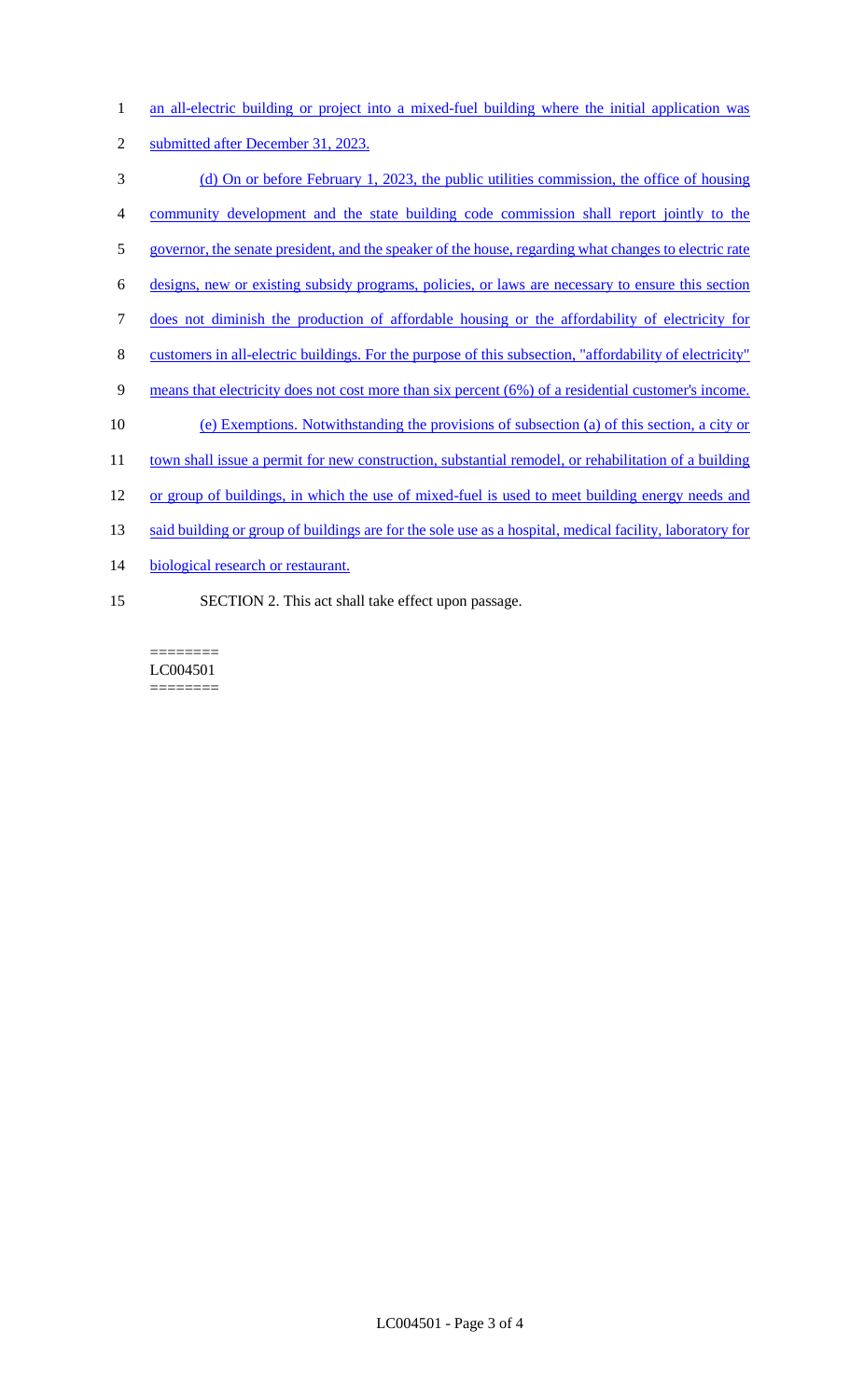an all-electric building or project into a mixed-fuel building where the initial application was submitted after December 31, 2023.

(d) On or before February 1, 2023, the public utilities commission, the office of housing community development and the state building code commission shall report jointly to the governor, the senate president, and the speaker of the house, regarding what changes to electric rate designs, new or existing subsidy programs, policies, or laws are necessary to ensure this section does not diminish the production of affordable housing or the affordability of electricity for customers in all-electric buildings. For the purpose of this subsection, "affordability of electricity" means that electricity does not cost more than six percent (6%) of a residential customer's income.

(e) Exemptions. Notwithstanding the provisions of subsection (a) of this section, a city or town shall issue a permit for new construction, substantial remodel, or rehabilitation of a building or group of buildings, in which the use of mixed-fuel is used to meet building energy needs and said building or group of buildings are for the sole use as a hospital, medical facility, laboratory for biological research or restaurant.

SECTION 2. This act shall take effect upon passage.

========
LC004501
========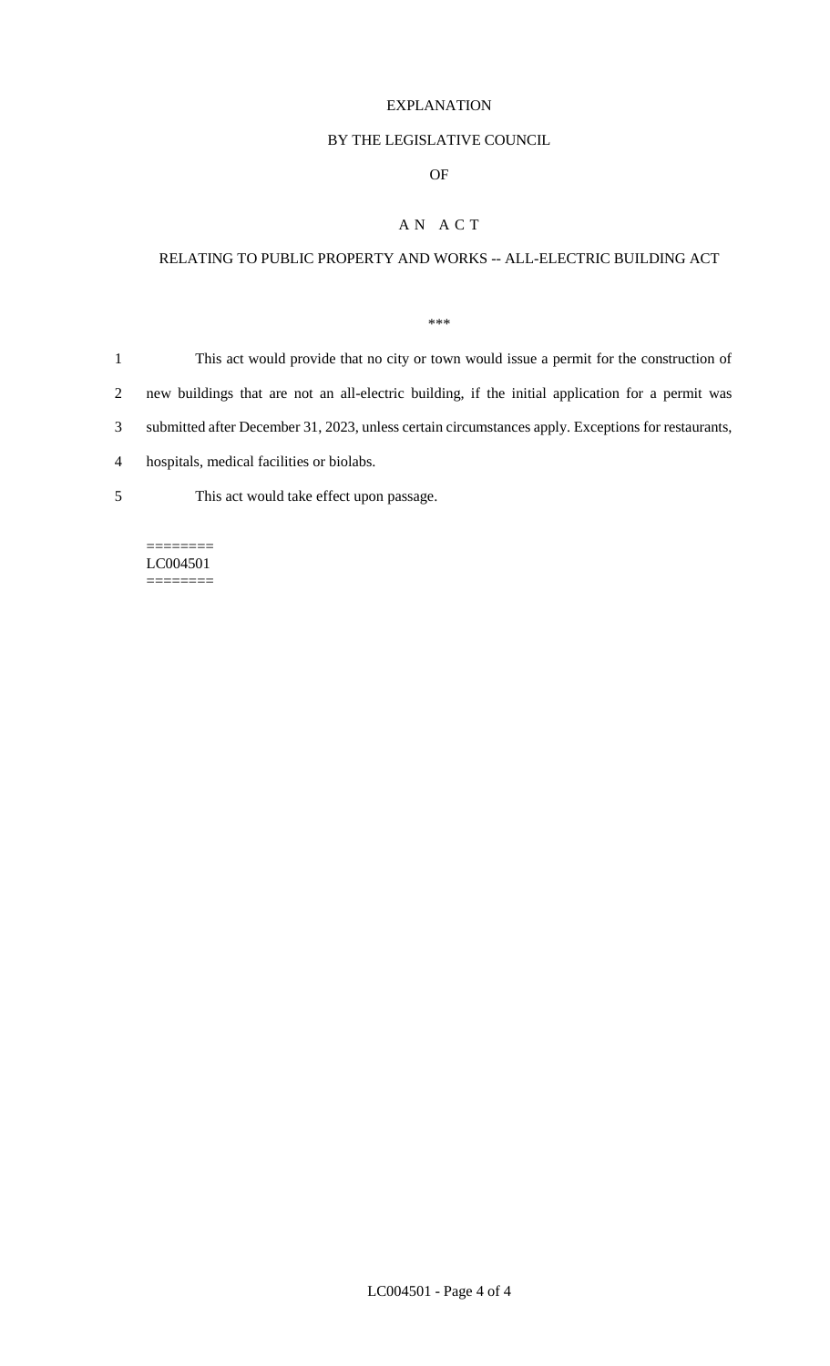EXPLANATION

BY THE LEGISLATIVE COUNCIL

OF

A N A C T

RELATING TO PUBLIC PROPERTY AND WORKS -- ALL-ELECTRIC BUILDING ACT

\*\*\*

1 This act would provide that no city or town would issue a permit for the construction of
2 new buildings that are not an all-electric building, if the initial application for a permit was
3 submitted after December 31, 2023, unless certain circumstances apply. Exceptions for restaurants,
4 hospitals, medical facilities or biolabs.

5 This act would take effect upon passage.

========
LC004501
========